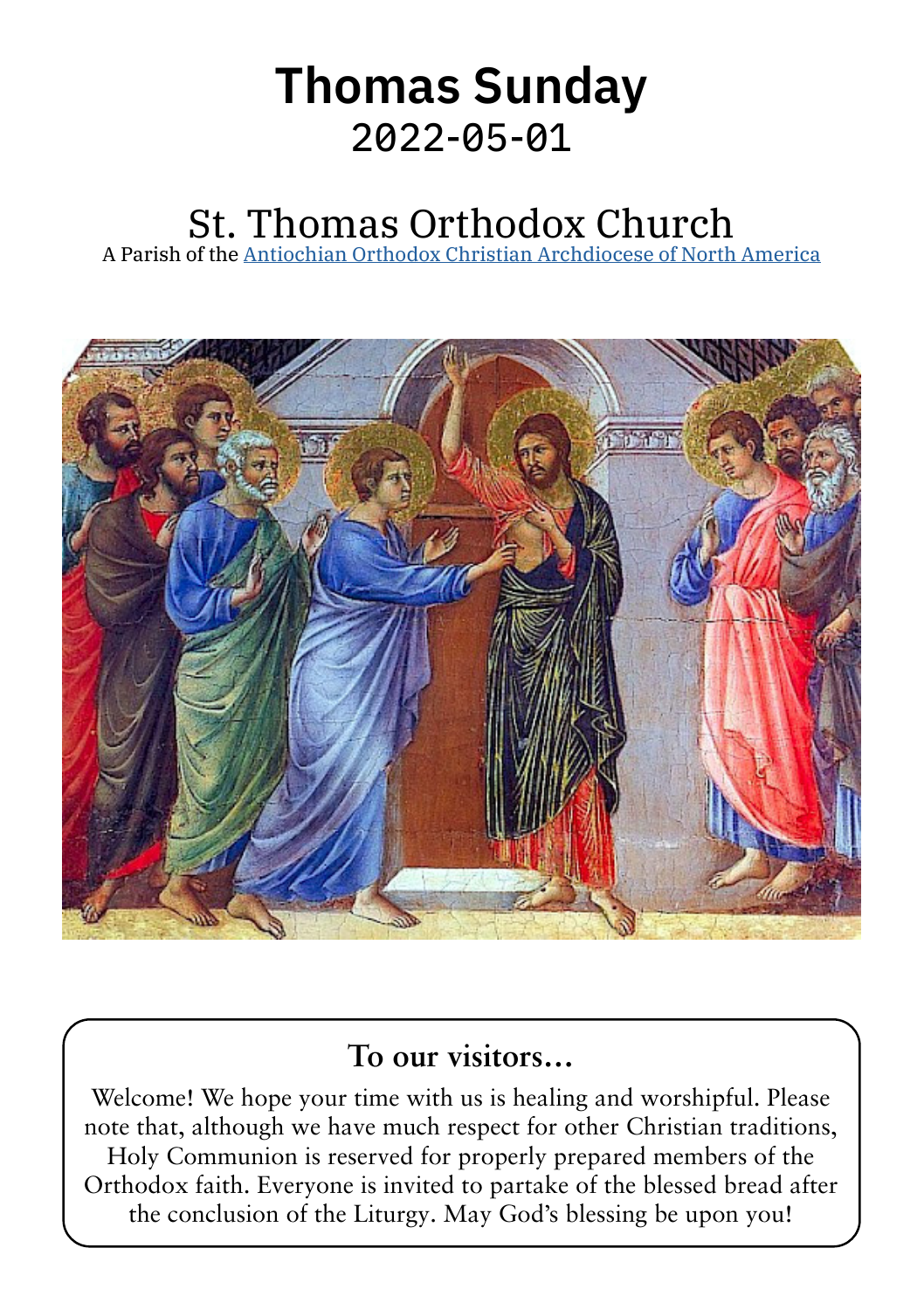# Thomas Sunday

2022-05-01

## St. Thomas Orthodox Church

A Parish of the [Antiochian Orthodox Christian Archdiocese of North America]

### To our visitors...

Welcome! We hope your time with us is healing and worshipful. Please note that, although we have much respect for other Christian traditions, Holy Communion is reserved for properly prepared members of the Orthodox faith. Everyone is invited to partake of the blessed bread after the conclusion of the Liturgy. May God's blessing be upon you!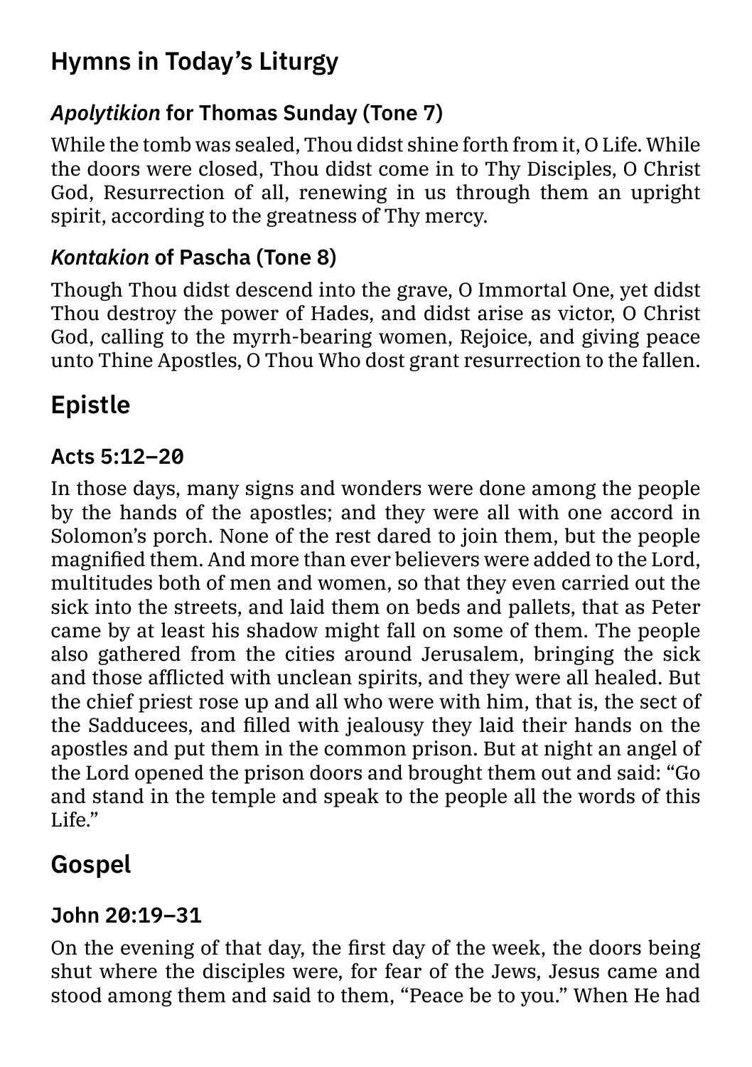## Hymns in Today's Liturgy

### *Apolytikion* for Thomas Sunday (Tone 7)

While the tomb was sealed, Thou didst shine forth from it, O Life. While the doors were closed, Thou didst come in to Thy Disciples, O Christ God, Resurrection of all, renewing in us through them an upright spirit, according to the greatness of Thy mercy.

### *Kontakion* of Pascha (Tone 8)

Though Thou didst descend into the grave, O Immortal One, yet didst Thou destroy the power of Hades, and didst arise as victor, O Christ God, calling to the myrrh-bearing women, Rejoice, and giving peace unto Thine Apostles, O Thou Who dost grant resurrection to the fallen.

## Epistle

### Acts 5:12–20

In those days, many signs and wonders were done among the people by the hands of the apostles; and they were all with one accord in Solomon's porch. None of the rest dared to join them, but the people magnified them. And more than ever believers were added to the Lord, multitudes both of men and women, so that they even carried out the sick into the streets, and laid them on beds and pallets, that as Peter came by at least his shadow might fall on some of them. The people also gathered from the cities around Jerusalem, bringing the sick and those afflicted with unclean spirits, and they were all healed. But the chief priest rose up and all who were with him, that is, the sect of the Sadducees, and filled with jealousy they laid their hands on the apostles and put them in the common prison. But at night an angel of the Lord opened the prison doors and brought them out and said: "Go and stand in the temple and speak to the people all the words of this Life."

## Gospel

### John 20:19–31

On the evening of that day, the first day of the week, the doors being shut where the disciples were, for fear of the Jews, Jesus came and stood among them and said to them, "Peace be to you." When He had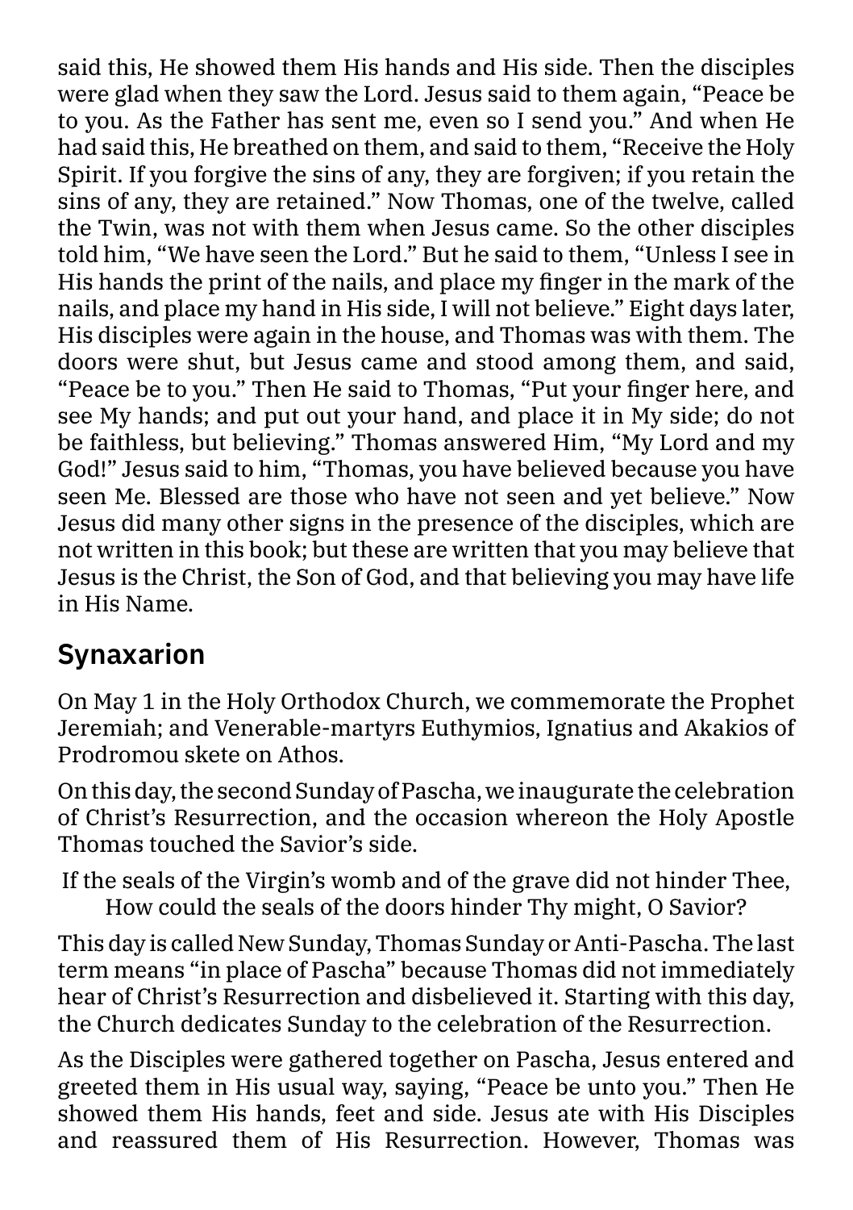said this, He showed them His hands and His side. Then the disciples were glad when they saw the Lord. Jesus said to them again, “Peace be to you. As the Father has sent me, even so I send you.” And when He had said this, He breathed on them, and said to them, “Receive the Holy Spirit. If you forgive the sins of any, they are forgiven; if you retain the sins of any, they are retained.” Now Thomas, one of the twelve, called the Twin, was not with them when Jesus came. So the other disciples told him, “We have seen the Lord.” But he said to them, “Unless I see in His hands the print of the nails, and place my finger in the mark of the nails, and place my hand in His side, I will not believe.” Eight days later, His disciples were again in the house, and Thomas was with them. The doors were shut, but Jesus came and stood among them, and said, “Peace be to you.” Then He said to Thomas, “Put your finger here, and see My hands; and put out your hand, and place it in My side; do not be faithless, but believing.” Thomas answered Him, “My Lord and my God!” Jesus said to him, “Thomas, you have believed because you have seen Me. Blessed are those who have not seen and yet believe.” Now Jesus did many other signs in the presence of the disciples, which are not written in this book; but these are written that you may believe that Jesus is the Christ, the Son of God, and that believing you may have life in His Name.

## Synaxarion

On May 1 in the Holy Orthodox Church, we commemorate the Prophet Jeremiah; and Venerable-martyrs Euthymios, Ignatius and Akakios of Prodromou skete on Athos.

On this day, the second Sunday of Pascha, we inaugurate the celebration of Christ’s Resurrection, and the occasion whereon the Holy Apostle Thomas touched the Savior’s side.

If the seals of the Virgin’s womb and of the grave did not hinder Thee,
How could the seals of the doors hinder Thy might, O Savior?

This day is called New Sunday, Thomas Sunday or Anti-Pascha. The last term means “in place of Pascha” because Thomas did not immediately hear of Christ’s Resurrection and disbelieved it. Starting with this day, the Church dedicates Sunday to the celebration of the Resurrection.

As the Disciples were gathered together on Pascha, Jesus entered and greeted them in His usual way, saying, “Peace be unto you.” Then He showed them His hands, feet and side. Jesus ate with His Disciples and reassured them of His Resurrection. However, Thomas was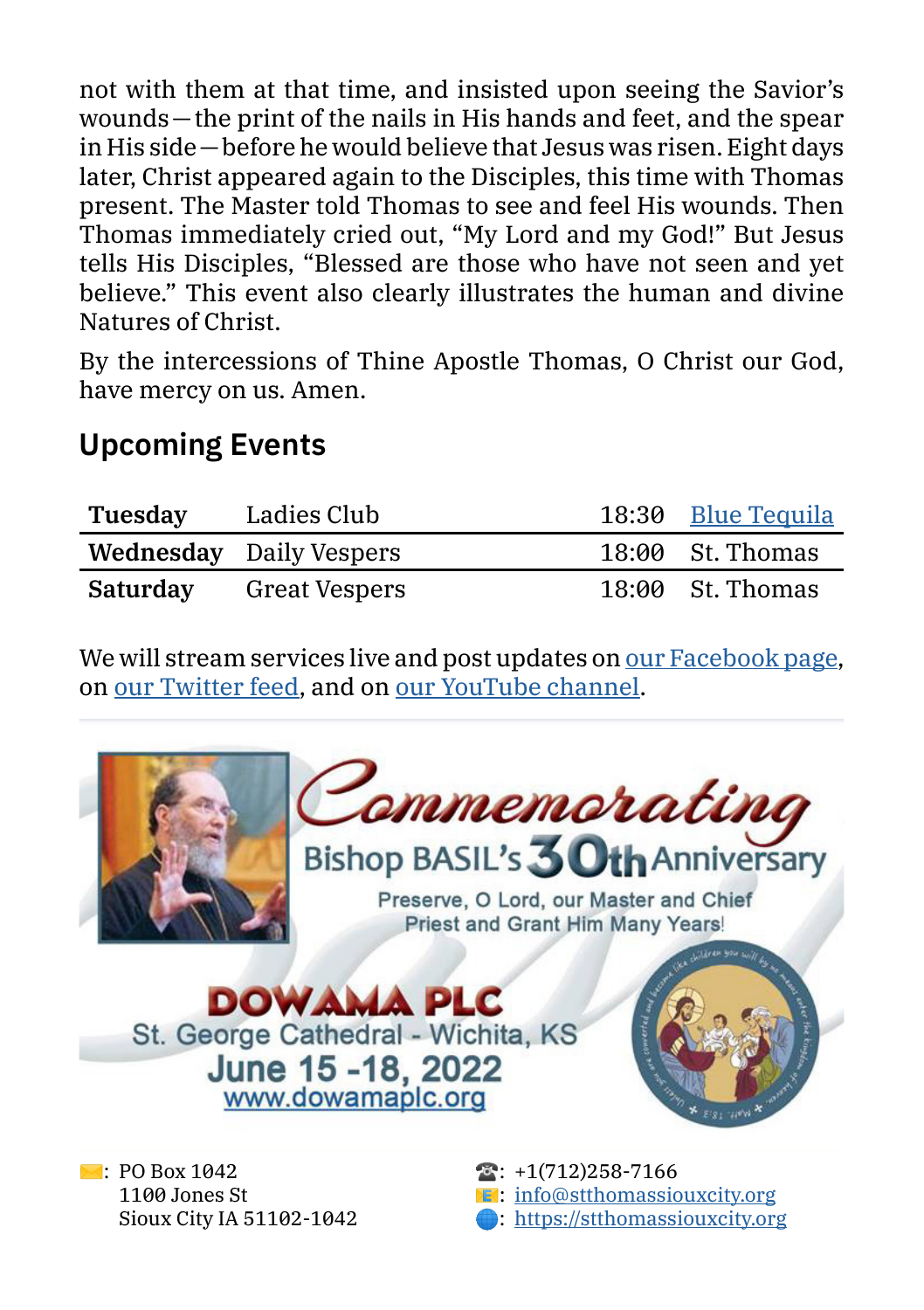not with them at that time, and insisted upon seeing the Savior's wounds—the print of the nails in His hands and feet, and the spear in His side—before he would believe that Jesus was risen. Eight days later, Christ appeared again to the Disciples, this time with Thomas present. The Master told Thomas to see and feel His wounds. Then Thomas immediately cried out, "My Lord and my God!" But Jesus tells His Disciples, "Blessed are those who have not seen and yet believe." This event also clearly illustrates the human and divine Natures of Christ.

By the intercessions of Thine Apostle Thomas, O Christ our God, have mercy on us. Amen.

## Upcoming Events

| | | | |
|---|---|---|---|
| **Tuesday** | Ladies Club | 18:30 | Blue Tequila |
| **Wednesday** | Daily Vespers | 18:00 | St. Thomas |
| **Saturday** | Great Vespers | 18:00 | St. Thomas |

We will stream services live and post updates on our Facebook page, on our Twitter feed, and on our YouTube channel.

Commemorating Bishop BASIL's 30th Anniversary

Preserve, O Lord, our Master and Chief Priest and Grant Him Many Years!

DOWAMA PLC

St. George Cathedral - Wichita, KS

June 15 -18, 2022

www.dowamaplc.org

✉: PO Box 1042
1100 Jones St
Sioux City IA 51102-1042

☎: +1(712)258-7166
📧: info@stthomassiouxcity.org
🌐: https://stthomassiouxcity.org